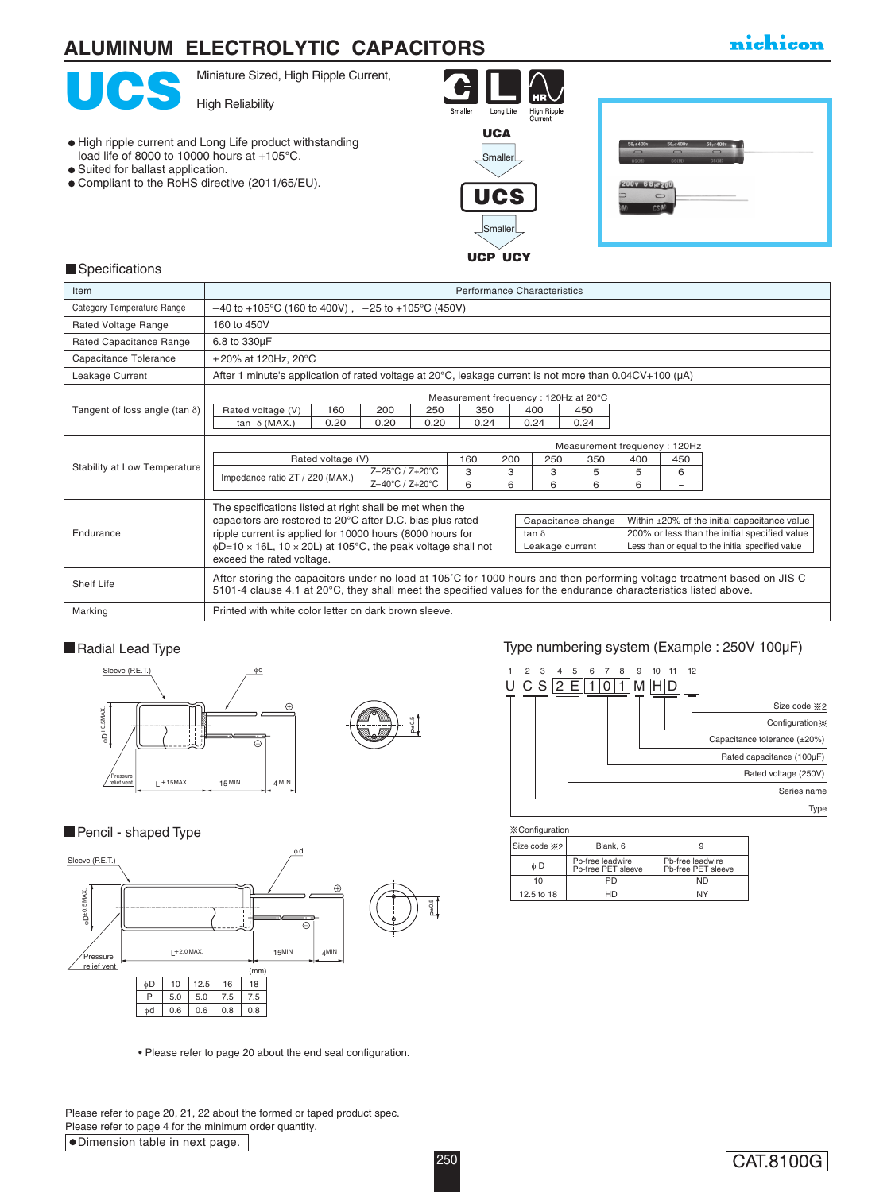# ALUMINUM ELECTROLYTIC CAPACITORS

nichicon

# UCS

Miniature Sized, High Ripple Current,

High Reliability

- High ripple current and Long Life product withstanding load life of 8000 to 10000 hours at +105°C.
- Suited for ballast application.
- Compliant to the RoHS directive (2011/65/EU).

Smaller | Long Life | High Ripple Current

UCA → Smaller → **UCS** → Smaller → UCP UCY

## Specifications

| Item | Performance Characteristics |
|---|---|
| Category Temperature Range | −40 to +105°C (160 to 400V) , −25 to +105°C (450V) |
| Rated Voltage Range | 160 to 450V |
| Rated Capacitance Range | 6.8 to 330μF |
| Capacitance Tolerance | ±20% at 120Hz, 20°C |
| Leakage Current | After 1 minute's application of rated voltage at 20°C, leakage current is not more than 0.04CV+100 (μA) |
| Tangent of loss angle (tan δ) | Measurement frequency : 120Hz at 20°C (see table below) |
| Stability at Low Temperature | Measurement frequency : 120Hz (see table below) |
| Endurance | The specifications listed at right shall be met when the capacitors are restored to 20°C after D.C. bias plus rated ripple current is applied for 10000 hours (8000 hours for φD=10 × 16L, 10 × 20L) at 105°C, the peak voltage shall not exceed the rated voltage. (see table below) |
| Shelf Life | After storing the capacitors under no load at 105˚C for 1000 hours and then performing voltage treatment based on JIS C 5101-4 clause 4.1 at 20°C, they shall meet the specified values for the endurance characteristics listed above. |
| Marking | Printed with white color letter on dark brown sleeve. |

Tangent of loss angle (tan δ) — Measurement frequency : 120Hz at 20°C

| Rated voltage (V) | 160 | 200 | 250 | 350 | 400 | 450 |
|---|---|---|---|---|---|---|
| tan δ (MAX.) | 0.20 | 0.20 | 0.20 | 0.24 | 0.24 | 0.24 |

Stability at Low Temperature — Measurement frequency : 120Hz

| Rated voltage (V) | | 160 | 200 | 250 | 350 | 400 | 450 |
|---|---|---|---|---|---|---|---|
| Impedance ratio ZT / Z20 (MAX.) | Z−25°C / Z+20°C | 3 | 3 | 3 | 5 | 5 | 6 |
| | Z−40°C / Z+20°C | 6 | 6 | 6 | 6 | 6 | − |

Endurance

| | |
|---|---|
| Capacitance change | Within ±20% of the initial capacitance value |
| tan δ | 200% or less than the initial specified value |
| Leakage current | Less than or equal to the initial specified value |

## Radial Lead Type

Sleeve (P.E.T.), φd, φD+0.5MAX., Pressure relief vent, L +1.5MAX., 15 MIN, 4 MIN, P±0.5

## Pencil - shaped Type

Sleeve (P.E.T.), φd, φD+0.5MAX., Pressure relief vent, L+2.0MAX., 15MIN, 4MIN, P±0.5

(mm)

| φD | 10 | 12.5 | 16 | 18 |
|---|---|---|---|---|
| P | 5.0 | 5.0 | 7.5 | 7.5 |
| φd | 0.6 | 0.6 | 0.8 | 0.8 |

• Please refer to page 20 about the end seal configuration.

## Type numbering system (Example : 250V 100μF)

| 1 | 2 | 3 | 4 | 5 | 6 | 7 | 8 | 9 | 10 | 11 | 12 |
|---|---|---|---|---|---|---|---|---|---|---|---|
| U | C | S | 2 | E | 1 | 0 | 1 | M | H | D | |

- Size code ※2
- Configuration ※
- Capacitance tolerance (±20%)
- Rated capacitance (100μF)
- Rated voltage (250V)
- Series name
- Type

※Configuration

| Size code ※2 | Blank, 6 | 9 |
|---|---|---|
| φD | Pb-free leadwire Pb-free PET sleeve | Pb-free leadwire Pb-free PET sleeve |
| 10 | PD | ND |
| 12.5 to 18 | HD | NY |

Please refer to page 20, 21, 22 about the formed or taped product spec.
Please refer to page 4 for the minimum order quantity.

●Dimension table in next page.

CAT.8100G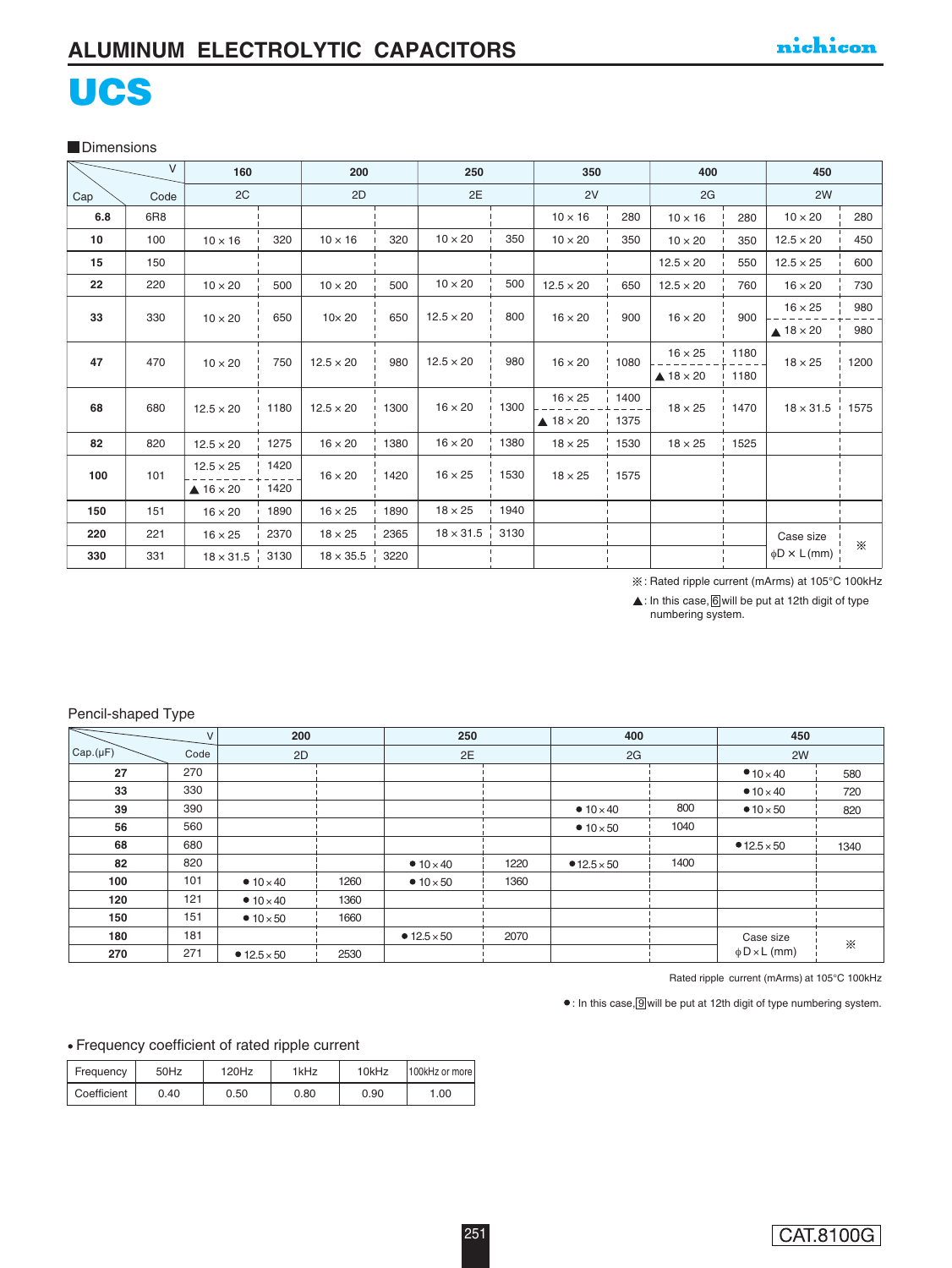# ALUMINUM ELECTROLYTIC CAPACITORS

# UCS

■Dimensions

| Cap | V / Code | 160 |  | 200 |  | 250 |  | 350 |  | 400 |  | 450 |  |
|---|---|---|---|---|---|---|---|---|---|---|---|---|---|
|  |  | 2C |  | 2D |  | 2E |  | 2V |  | 2G |  | 2W |  |
| 6.8 | 6R8 |  |  |  |  |  |  | 10 × 16 | 280 | 10 × 16 | 280 | 10 × 20 | 280 |
| 10 | 100 | 10 × 16 | 320 | 10 × 16 | 320 | 10 × 20 | 350 | 10 × 20 | 350 | 10 × 20 | 350 | 12.5 × 20 | 450 |
| 15 | 150 |  |  |  |  |  |  |  |  | 12.5 × 20 | 550 | 12.5 × 25 | 600 |
| 22 | 220 | 10 × 20 | 500 | 10 × 20 | 500 | 10 × 20 | 500 | 12.5 × 20 | 650 | 12.5 × 20 | 760 | 16 × 20 | 730 |
| 33 | 330 | 10 × 20 | 650 | 10× 20 | 650 | 12.5 × 20 | 800 | 16 × 20 | 900 | 16 × 20 | 900 | 16 × 25 / ▲18 × 20 | 980 / 980 |
| 47 | 470 | 10 × 20 | 750 | 12.5 × 20 | 980 | 12.5 × 20 | 980 | 16 × 20 | 1080 | 16 × 25 / ▲18 × 20 | 1180 / 1180 | 18 × 25 | 1200 |
| 68 | 680 | 12.5 × 20 | 1180 | 12.5 × 20 | 1300 | 16 × 20 | 1300 | 16 × 25 / ▲18 × 20 | 1400 / 1375 | 18 × 25 | 1470 | 18 × 31.5 | 1575 |
| 82 | 820 | 12.5 × 20 | 1275 | 16 × 20 | 1380 | 16 × 20 | 1380 | 18 × 25 | 1530 | 18 × 25 | 1525 |  |  |
| 100 | 101 | 12.5 × 25 / ▲16 × 20 | 1420 / 1420 | 16 × 20 | 1420 | 16 × 25 | 1530 | 18 × 25 | 1575 |  |  |  |  |
| 150 | 151 | 16 × 20 | 1890 | 16 × 25 | 1890 | 18 × 25 | 1940 |  |  |  |  |  |  |
| 220 | 221 | 16 × 25 | 2370 | 18 × 25 | 2365 | 18 × 31.5 | 3130 |  |  |  |  | Case size φD × L(mm) | ※ |
| 330 | 331 | 18 × 31.5 | 3130 | 18 × 35.5 | 3220 |  |  |  |  |  |  |  |  |

※: Rated ripple current (mArms) at 105°C 100kHz

▲: In this case, 6 will be put at 12th digit of type numbering system.

Pencil-shaped Type

| Cap.(μF) | V / Code | 200 |  | 250 |  | 400 |  | 450 |  |
|---|---|---|---|---|---|---|---|---|---|
|  |  | 2D |  | 2E |  | 2G |  | 2W |  |
| 27 | 270 |  |  |  |  |  |  | ●10 × 40 | 580 |
| 33 | 330 |  |  |  |  |  |  | ●10 × 40 | 720 |
| 39 | 390 |  |  |  |  | ●10 × 40 | 800 | ●10 × 50 | 820 |
| 56 | 560 |  |  |  |  | ●10 × 50 | 1040 |  |  |
| 68 | 680 |  |  |  |  |  |  | ●12.5 × 50 | 1340 |
| 82 | 820 |  |  | ●10 × 40 | 1220 | ●12.5 × 50 | 1400 |  |  |
| 100 | 101 | ●10 × 40 | 1260 | ●10 × 50 | 1360 |  |  |  |  |
| 120 | 121 | ●10 × 40 | 1360 |  |  |  |  |  |  |
| 150 | 151 | ●10 × 50 | 1660 |  |  |  |  |  |  |
| 180 | 181 |  |  | ●12.5 × 50 | 2070 |  |  | Case size φD × L (mm) | ※ |
| 270 | 271 | ●12.5 × 50 | 2530 |  |  |  |  |  |  |

Rated ripple current (mArms) at 105°C 100kHz

●: In this case, 9 will be put at 12th digit of type numbering system.

• Frequency coefficient of rated ripple current

| Frequency | 50Hz | 120Hz | 1kHz | 10kHz | 100kHz or more |
|---|---|---|---|---|---|
| Coefficient | 0.40 | 0.50 | 0.80 | 0.90 | 1.00 |

CAT.8100G